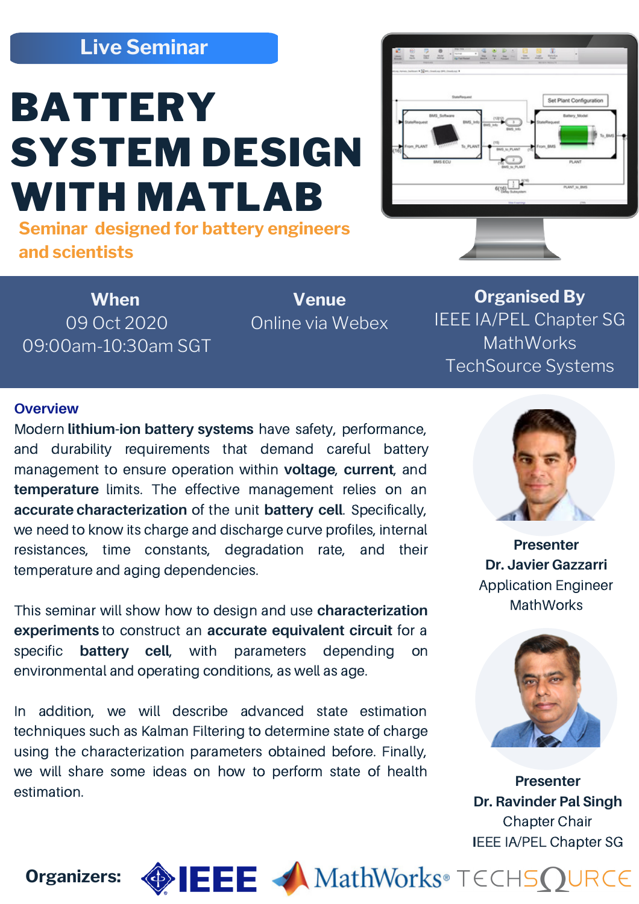Live Seminar

# BATTERY SYSTEM DESIGN WITH MATLAB

**Seminar designed for battery engineers and scientists**

| When | Venue | Organised By |
| --- | --- | --- |
| 09 Oct 2020<br>09:00am-10:30am SGT | Online via Webex | IEEE IA/PEL Chapter SG<br>MathWorks<br>TechSource Systems |

## Overview

Modern **lithium-ion battery systems** have safety, performance, and durability requirements that demand careful battery management to ensure operation within **voltage**, **current**, and **temperature** limits. The effective management relies on an **accurate characterization** of the unit **battery cell**. Specifically, we need to know its charge and discharge curve profiles, internal resistances, time constants, degradation rate, and their temperature and aging dependencies.

This seminar will show how to design and use **characterization experiments** to construct an **accurate equivalent circuit** for a specific **battery cell**, with parameters depending on environmental and operating conditions, as well as age.

In addition, we will describe advanced state estimation techniques such as Kalman Filtering to determine state of charge using the characterization parameters obtained before. Finally, we will share some ideas on how to perform state of health estimation.

**Presenter**
**Dr. Javier Gazzarri**
Application Engineer
MathWorks

**Presenter**
**Dr. Ravinder Pal Singh**
Chapter Chair
IEEE IA/PEL Chapter SG

**Organizers:** IEEE, MathWorks, TECHSOURCE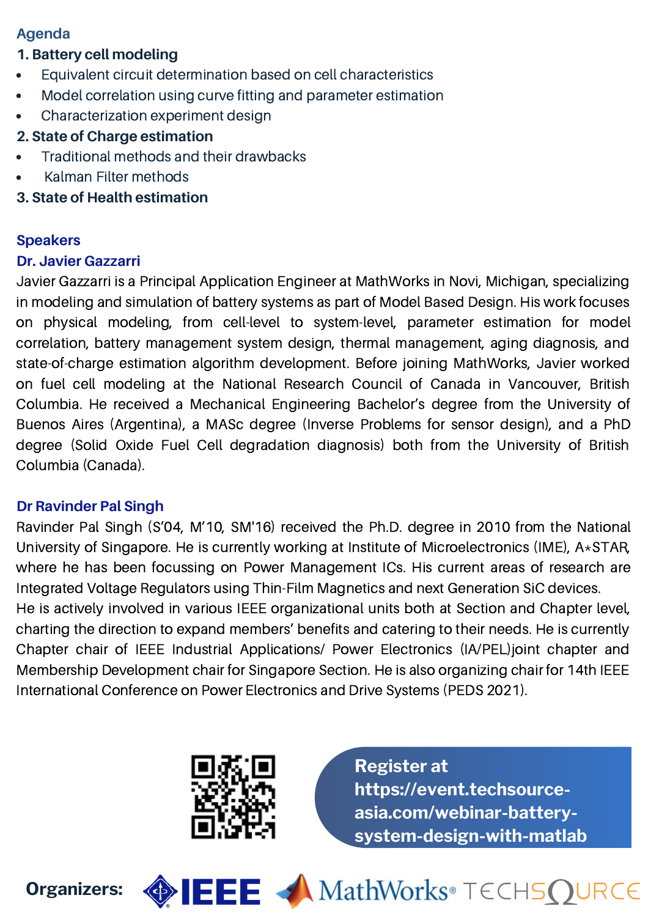## Agenda

### 1. Battery cell modeling

- Equivalent circuit determination based on cell characteristics
- Model correlation using curve fitting and parameter estimation
- Characterization experiment design

### 2. State of Charge estimation

- Traditional methods and their drawbacks
- Kalman Filter methods

### 3. State of Health estimation

## Speakers

### Dr. Javier Gazzarri

Javier Gazzarri is a Principal Application Engineer at MathWorks in Novi, Michigan, specializing in modeling and simulation of battery systems as part of Model Based Design. His work focuses on physical modeling, from cell-level to system-level, parameter estimation for model correlation, battery management system design, thermal management, aging diagnosis, and state-of-charge estimation algorithm development. Before joining MathWorks, Javier worked on fuel cell modeling at the National Research Council of Canada in Vancouver, British Columbia. He received a Mechanical Engineering Bachelor's degree from the University of Buenos Aires (Argentina), a MASc degree (Inverse Problems for sensor design), and a PhD degree (Solid Oxide Fuel Cell degradation diagnosis) both from the University of British Columbia (Canada).

### Dr Ravinder Pal Singh

Ravinder Pal Singh (S'04, M'10, SM'16) received the Ph.D. degree in 2010 from the National University of Singapore. He is currently working at Institute of Microelectronics (IME), A*STAR, where he has been focussing on Power Management ICs. His current areas of research are Integrated Voltage Regulators using Thin-Film Magnetics and next Generation SiC devices.
He is actively involved in various IEEE organizational units both at Section and Chapter level, charting the direction to expand members' benefits and catering to their needs. He is currently Chapter chair of IEEE Industrial Applications/ Power Electronics (IA/PEL)joint chapter and Membership Development chair for Singapore Section. He is also organizing chair for 14th IEEE International Conference on Power Electronics and Drive Systems (PEDS 2021).

**Register at https://event.techsource-asia.com/webinar-battery-system-design-with-matlab**

**Organizers:** IEEE, MathWorks, TechSource